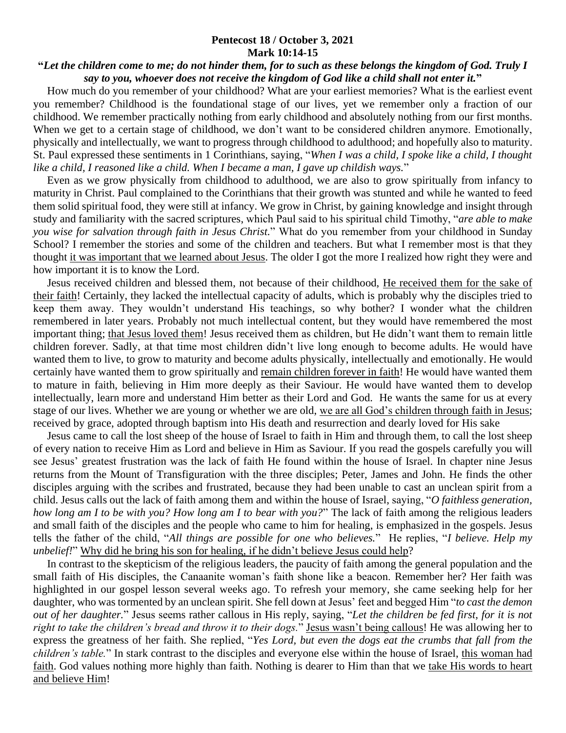**Pentecost 18 / October 3, 2021**
**Mark 10:14-15**

**"*Let the children come to me; do not hinder them, for to such as these belongs the kingdom of God. Truly I say to you, whoever does not receive the kingdom of God like a child shall not enter it.*"**

How much do you remember of your childhood? What are your earliest memories? What is the earliest event you remember? Childhood is the foundational stage of our lives, yet we remember only a fraction of our childhood. We remember practically nothing from early childhood and absolutely nothing from our first months. When we get to a certain stage of childhood, we don't want to be considered children anymore. Emotionally, physically and intellectually, we want to progress through childhood to adulthood; and hopefully also to maturity. St. Paul expressed these sentiments in 1 Corinthians, saying, "*When I was a child, I spoke like a child, I thought like a child, I reasoned like a child. When I became a man, I gave up childish ways.*"

Even as we grow physically from childhood to adulthood, we are also to grow spiritually from infancy to maturity in Christ. Paul complained to the Corinthians that their growth was stunted and while he wanted to feed them solid spiritual food, they were still at infancy. We grow in Christ, by gaining knowledge and insight through study and familiarity with the sacred scriptures, which Paul said to his spiritual child Timothy, "*are able to make you wise for salvation through faith in Jesus Christ.*" What do you remember from your childhood in Sunday School? I remember the stories and some of the children and teachers. But what I remember most is that they thought <u>it was important that we learned about Jesus</u>. The older I got the more I realized how right they were and how important it is to know the Lord.

Jesus received children and blessed them, not because of their childhood, <u>He received them for the sake of their faith</u>! Certainly, they lacked the intellectual capacity of adults, which is probably why the disciples tried to keep them away. They wouldn't understand His teachings, so why bother? I wonder what the children remembered in later years. Probably not much intellectual content, but they would have remembered the most important thing; <u>that Jesus loved them</u>! Jesus received them as children, but He didn't want them to remain little children forever. Sadly, at that time most children didn't live long enough to become adults. He would have wanted them to live, to grow to maturity and become adults physically, intellectually and emotionally. He would certainly have wanted them to grow spiritually and <u>remain children forever in faith</u>! He would have wanted them to mature in faith, believing in Him more deeply as their Saviour. He would have wanted them to develop intellectually, learn more and understand Him better as their Lord and God. He wants the same for us at every stage of our lives. Whether we are young or whether we are old, <u>we are all God's children through faith in Jesus</u>; received by grace, adopted through baptism into His death and resurrection and dearly loved for His sake

Jesus came to call the lost sheep of the house of Israel to faith in Him and through them, to call the lost sheep of every nation to receive Him as Lord and believe in Him as Saviour. If you read the gospels carefully you will see Jesus' greatest frustration was the lack of faith He found within the house of Israel. In chapter nine Jesus returns from the Mount of Transfiguration with the three disciples; Peter, James and John. He finds the other disciples arguing with the scribes and frustrated, because they had been unable to cast an unclean spirit from a child. Jesus calls out the lack of faith among them and within the house of Israel, saying, "*O faithless generation, how long am I to be with you? How long am I to bear with you?*" The lack of faith among the religious leaders and small faith of the disciples and the people who came to him for healing, is emphasized in the gospels. Jesus tells the father of the child, "*All things are possible for one who believes.*" He replies, "*I believe. Help my unbelief!*" <u>Why did he bring his son for healing, if he didn't believe Jesus could help</u>?

In contrast to the skepticism of the religious leaders, the paucity of faith among the general population and the small faith of His disciples, the Canaanite woman's faith shone like a beacon. Remember her? Her faith was highlighted in our gospel lesson several weeks ago. To refresh your memory, she came seeking help for her daughter, who was tormented by an unclean spirit. She fell down at Jesus' feet and begged Him "*to cast the demon out of her daughter.*" Jesus seems rather callous in His reply, saying, "*Let the children be fed first, for it is not right to take the children's bread and throw it to their dogs.*" <u>Jesus wasn't being callous</u>! He was allowing her to express the greatness of her faith. She replied, "*Yes Lord, but even the dogs eat the crumbs that fall from the children's table.*" In stark contrast to the disciples and everyone else within the house of Israel, <u>this woman had faith</u>. God values nothing more highly than faith. Nothing is dearer to Him than that we <u>take His words to heart and believe Him</u>!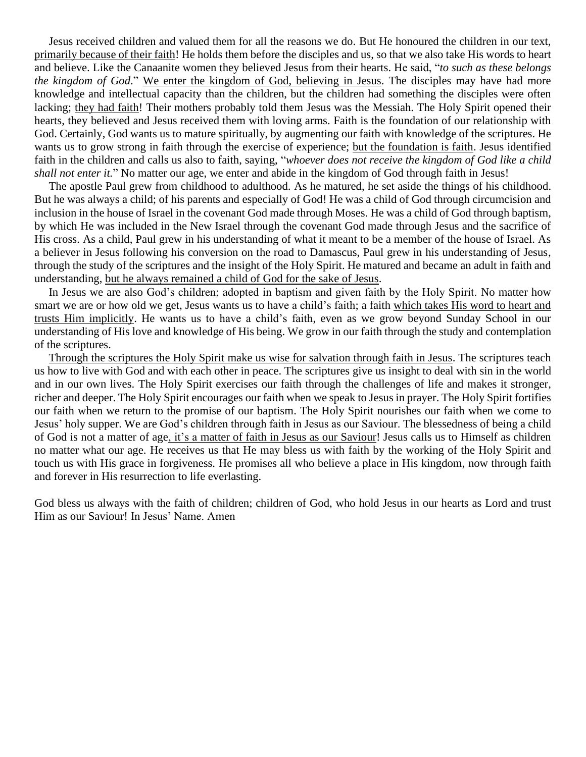Jesus received children and valued them for all the reasons we do. But He honoured the children in our text, <u>primarily because of their faith</u>! He holds them before the disciples and us, so that we also take His words to heart and believe. Like the Canaanite women they believed Jesus from their hearts. He said, "*to such as these belongs the kingdom of God*." <u>We enter the kingdom of God, believing in Jesus</u>. The disciples may have had more knowledge and intellectual capacity than the children, but the children had something the disciples were often lacking; <u>they had faith</u>! Their mothers probably told them Jesus was the Messiah. The Holy Spirit opened their hearts, they believed and Jesus received them with loving arms. Faith is the foundation of our relationship with God. Certainly, God wants us to mature spiritually, by augmenting our faith with knowledge of the scriptures. He wants us to grow strong in faith through the exercise of experience; <u>but the foundation is faith</u>. Jesus identified faith in the children and calls us also to faith, saying, "*whoever does not receive the kingdom of God like a child shall not enter it.*" No matter our age, we enter and abide in the kingdom of God through faith in Jesus!

The apostle Paul grew from childhood to adulthood. As he matured, he set aside the things of his childhood. But he was always a child; of his parents and especially of God! He was a child of God through circumcision and inclusion in the house of Israel in the covenant God made through Moses. He was a child of God through baptism, by which He was included in the New Israel through the covenant God made through Jesus and the sacrifice of His cross. As a child, Paul grew in his understanding of what it meant to be a member of the house of Israel. As a believer in Jesus following his conversion on the road to Damascus, Paul grew in his understanding of Jesus, through the study of the scriptures and the insight of the Holy Spirit. He matured and became an adult in faith and understanding, <u>but he always remained a child of God for the sake of Jesus</u>.

In Jesus we are also God's children; adopted in baptism and given faith by the Holy Spirit. No matter how smart we are or how old we get, Jesus wants us to have a child's faith; a faith <u>which takes His word to heart and trusts Him implicitly</u>. He wants us to have a child's faith, even as we grow beyond Sunday School in our understanding of His love and knowledge of His being. We grow in our faith through the study and contemplation of the scriptures.

<u>Through the scriptures the Holy Spirit make us wise for salvation through faith in Jesus</u>. The scriptures teach us how to live with God and with each other in peace. The scriptures give us insight to deal with sin in the world and in our own lives. The Holy Spirit exercises our faith through the challenges of life and makes it stronger, richer and deeper. The Holy Spirit encourages our faith when we speak to Jesus in prayer. The Holy Spirit fortifies our faith when we return to the promise of our baptism. The Holy Spirit nourishes our faith when we come to Jesus' holy supper. We are God's children through faith in Jesus as our Saviour. The blessedness of being a child of God is not a matter of age<u>, it's a matter of faith in Jesus as our Saviour</u>! Jesus calls us to Himself as children no matter what our age. He receives us that He may bless us with faith by the working of the Holy Spirit and touch us with His grace in forgiveness. He promises all who believe a place in His kingdom, now through faith and forever in His resurrection to life everlasting.

God bless us always with the faith of children; children of God, who hold Jesus in our hearts as Lord and trust Him as our Saviour! In Jesus' Name. Amen